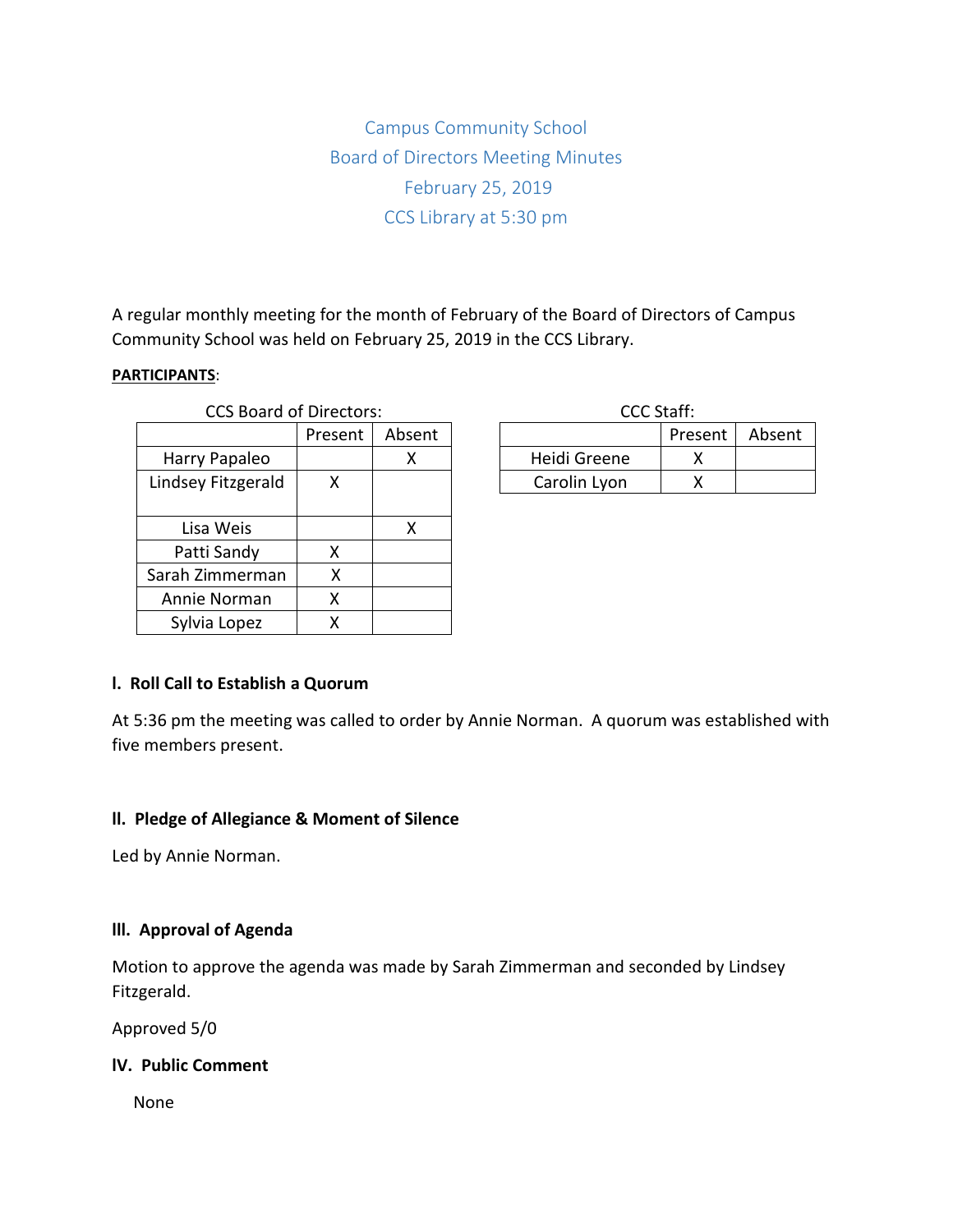# Campus Community School
## Board of Directors Meeting Minutes
## February 25, 2019
## CCS Library at 5:30 pm

A regular monthly meeting for the month of February of the Board of Directors of Campus Community School was held on February 25, 2019 in the CCS Library.

**PARTICIPANTS**:

CCS Board of Directors:

| | Present | Absent |
|---|---|---|
| Harry Papaleo | | X |
| Lindsey Fitzgerald | X | |
| Lisa Weis | | X |
| Patti Sandy | X | |
| Sarah Zimmerman | X | |
| Annie Norman | X | |
| Sylvia Lopez | X | |

CCC Staff:

| | Present | Absent |
|---|---|---|
| Heidi Greene | X | |
| Carolin Lyon | X | |

### I. Roll Call to Establish a Quorum

At 5:36 pm the meeting was called to order by Annie Norman. A quorum was established with five members present.

### II. Pledge of Allegiance & Moment of Silence

Led by Annie Norman.

### III. Approval of Agenda

Motion to approve the agenda was made by Sarah Zimmerman and seconded by Lindsey Fitzgerald.

Approved 5/0

### IV. Public Comment

None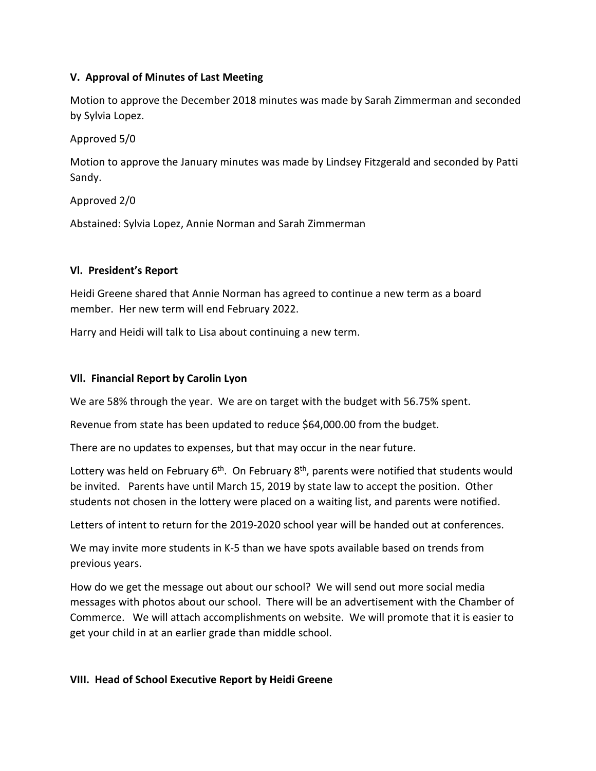### V. Approval of Minutes of Last Meeting

Motion to approve the December 2018 minutes was made by Sarah Zimmerman and seconded by Sylvia Lopez.

Approved 5/0

Motion to approve the January minutes was made by Lindsey Fitzgerald and seconded by Patti Sandy.

Approved 2/0

Abstained: Sylvia Lopez, Annie Norman and Sarah Zimmerman

### Vl. President's Report

Heidi Greene shared that Annie Norman has agreed to continue a new term as a board member. Her new term will end February 2022.

Harry and Heidi will talk to Lisa about continuing a new term.

### Vll. Financial Report by Carolin Lyon

We are 58% through the year. We are on target with the budget with 56.75% spent.

Revenue from state has been updated to reduce $64,000.00 from the budget.

There are no updates to expenses, but that may occur in the near future.

Lottery was held on February 6th. On February 8th, parents were notified that students would be invited. Parents have until March 15, 2019 by state law to accept the position. Other students not chosen in the lottery were placed on a waiting list, and parents were notified.

Letters of intent to return for the 2019-2020 school year will be handed out at conferences.

We may invite more students in K-5 than we have spots available based on trends from previous years.

How do we get the message out about our school? We will send out more social media messages with photos about our school. There will be an advertisement with the Chamber of Commerce. We will attach accomplishments on website. We will promote that it is easier to get your child in at an earlier grade than middle school.

### VIII. Head of School Executive Report by Heidi Greene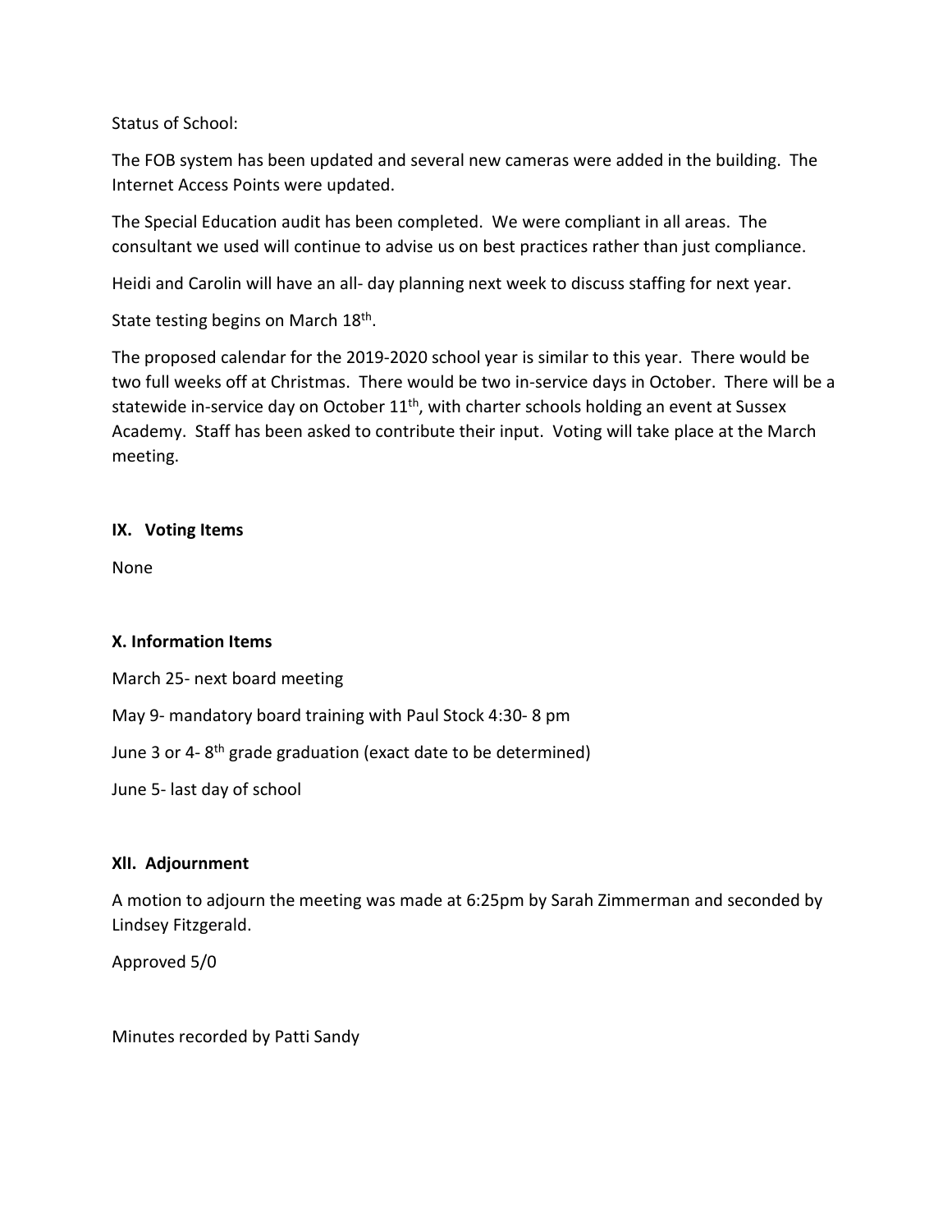Status of School:

The FOB system has been updated and several new cameras were added in the building. The Internet Access Points were updated.

The Special Education audit has been completed. We were compliant in all areas. The consultant we used will continue to advise us on best practices rather than just compliance.

Heidi and Carolin will have an all- day planning next week to discuss staffing for next year.

State testing begins on March 18th.

The proposed calendar for the 2019-2020 school year is similar to this year. There would be two full weeks off at Christmas. There would be two in-service days in October. There will be a statewide in-service day on October 11th, with charter schools holding an event at Sussex Academy. Staff has been asked to contribute their input. Voting will take place at the March meeting.

**IX. Voting Items**

None

**X. Information Items**

March 25- next board meeting

May 9- mandatory board training with Paul Stock 4:30- 8 pm

June 3 or 4- 8th grade graduation (exact date to be determined)

June 5- last day of school

**XII. Adjournment**

A motion to adjourn the meeting was made at 6:25pm by Sarah Zimmerman and seconded by Lindsey Fitzgerald.

Approved 5/0

Minutes recorded by Patti Sandy